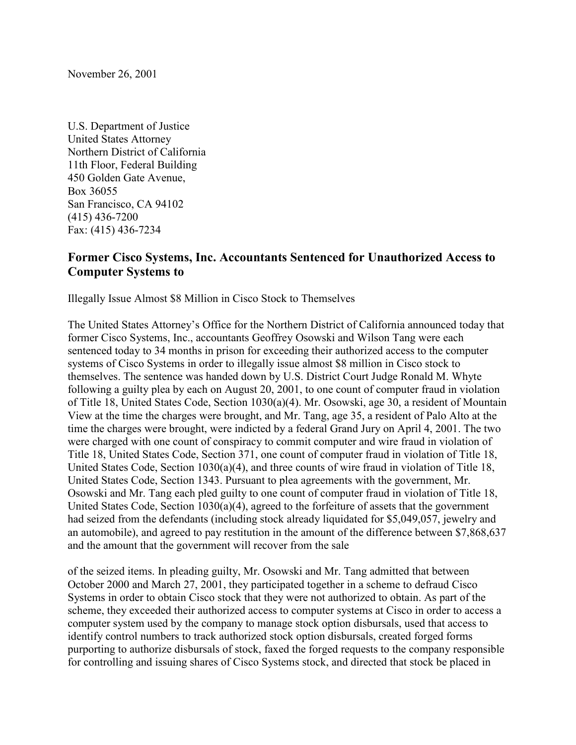November 26, 2001

U.S. Department of Justice
United States Attorney
Northern District of California
11th Floor, Federal Building
450 Golden Gate Avenue,
Box 36055
San Francisco, CA 94102
(415) 436-7200
Fax: (415) 436-7234

## Former Cisco Systems, Inc. Accountants Sentenced for Unauthorized Access to Computer Systems to

Illegally Issue Almost $8 Million in Cisco Stock to Themselves

The United States Attorney's Office for the Northern District of California announced today that former Cisco Systems, Inc., accountants Geoffrey Osowski and Wilson Tang were each sentenced today to 34 months in prison for exceeding their authorized access to the computer systems of Cisco Systems in order to illegally issue almost $8 million in Cisco stock to themselves. The sentence was handed down by U.S. District Court Judge Ronald M. Whyte following a guilty plea by each on August 20, 2001, to one count of computer fraud in violation of Title 18, United States Code, Section 1030(a)(4). Mr. Osowski, age 30, a resident of Mountain View at the time the charges were brought, and Mr. Tang, age 35, a resident of Palo Alto at the time the charges were brought, were indicted by a federal Grand Jury on April 4, 2001. The two were charged with one count of conspiracy to commit computer and wire fraud in violation of Title 18, United States Code, Section 371, one count of computer fraud in violation of Title 18, United States Code, Section 1030(a)(4), and three counts of wire fraud in violation of Title 18, United States Code, Section 1343. Pursuant to plea agreements with the government, Mr. Osowski and Mr. Tang each pled guilty to one count of computer fraud in violation of Title 18, United States Code, Section 1030(a)(4), agreed to the forfeiture of assets that the government had seized from the defendants (including stock already liquidated for $5,049,057, jewelry and an automobile), and agreed to pay restitution in the amount of the difference between $7,868,637 and the amount that the government will recover from the sale

of the seized items. In pleading guilty, Mr. Osowski and Mr. Tang admitted that between October 2000 and March 27, 2001, they participated together in a scheme to defraud Cisco Systems in order to obtain Cisco stock that they were not authorized to obtain. As part of the scheme, they exceeded their authorized access to computer systems at Cisco in order to access a computer system used by the company to manage stock option disbursals, used that access to identify control numbers to track authorized stock option disbursals, created forged forms purporting to authorize disbursals of stock, faxed the forged requests to the company responsible for controlling and issuing shares of Cisco Systems stock, and directed that stock be placed in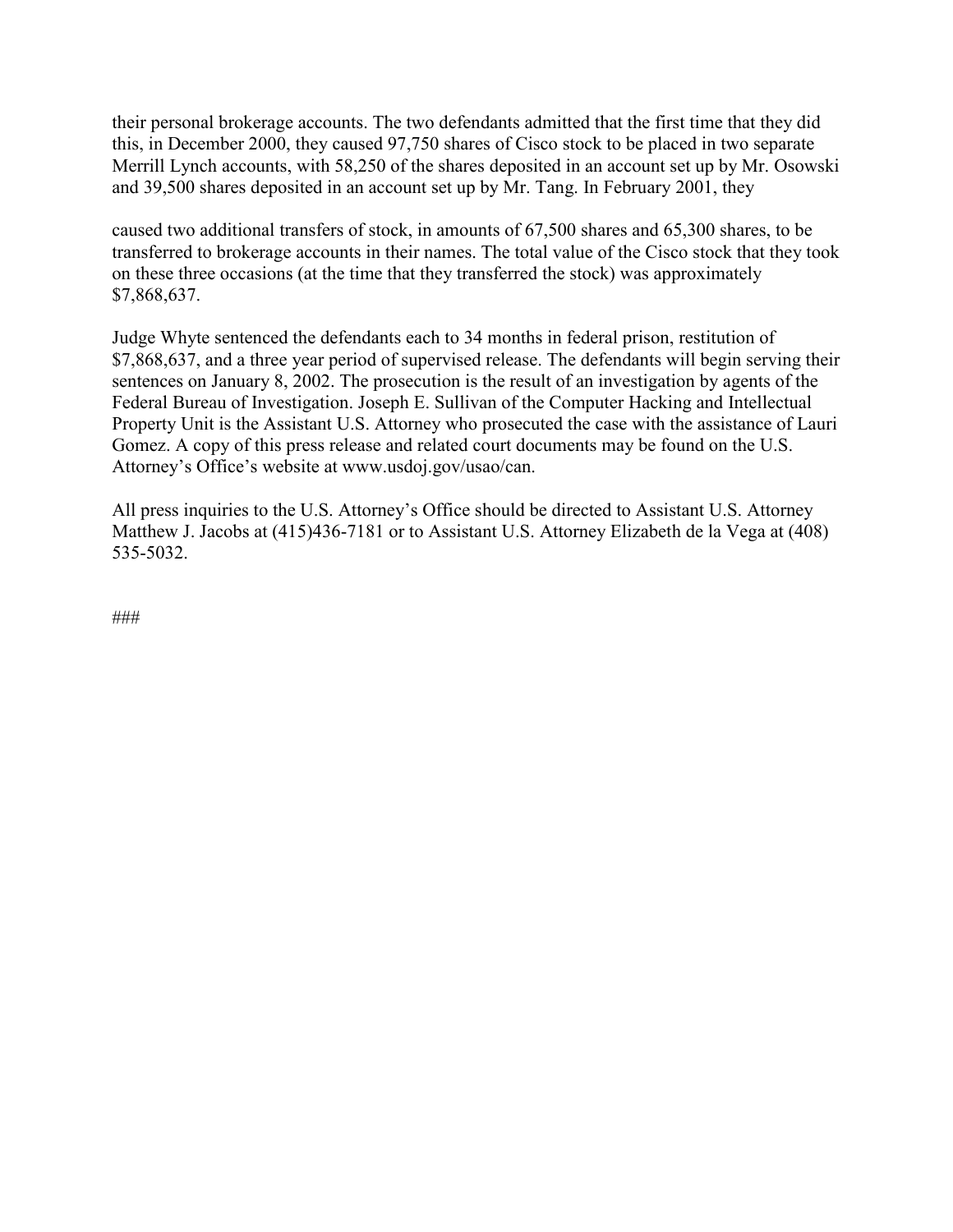their personal brokerage accounts. The two defendants admitted that the first time that they did this, in December 2000, they caused 97,750 shares of Cisco stock to be placed in two separate Merrill Lynch accounts, with 58,250 of the shares deposited in an account set up by Mr. Osowski and 39,500 shares deposited in an account set up by Mr. Tang. In February 2001, they

caused two additional transfers of stock, in amounts of 67,500 shares and 65,300 shares, to be transferred to brokerage accounts in their names. The total value of the Cisco stock that they took on these three occasions (at the time that they transferred the stock) was approximately $7,868,637.

Judge Whyte sentenced the defendants each to 34 months in federal prison, restitution of $7,868,637, and a three year period of supervised release. The defendants will begin serving their sentences on January 8, 2002. The prosecution is the result of an investigation by agents of the Federal Bureau of Investigation. Joseph E. Sullivan of the Computer Hacking and Intellectual Property Unit is the Assistant U.S. Attorney who prosecuted the case with the assistance of Lauri Gomez. A copy of this press release and related court documents may be found on the U.S. Attorney's Office's website at www.usdoj.gov/usao/can.

All press inquiries to the U.S. Attorney's Office should be directed to Assistant U.S. Attorney Matthew J. Jacobs at (415)436-7181 or to Assistant U.S. Attorney Elizabeth de la Vega at (408) 535-5032.

###